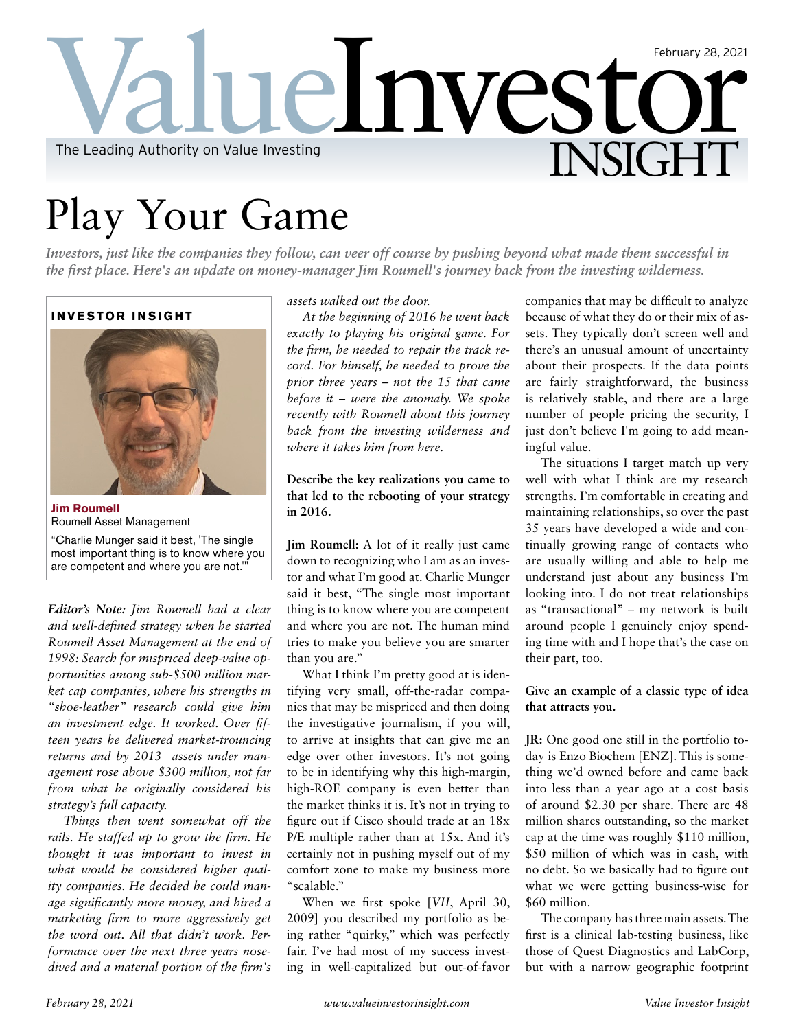# Play Your Game

*Investors, just like the companies they follow, can veer off course by pushing beyond what made them successful in the first place. Here's an update on money-manager Jim Roumell's journey back from the investing wilderness.*

**INVESTOR INSIGHT**

**Jim Roumell**
Roumell Asset Management

"Charlie Munger said it best, 'The single most important thing is to know where you are competent and where you are not.'"

***Editor's Note:*** *Jim Roumell had a clear and well-defined strategy when he started Roumell Asset Management at the end of 1998: Search for mispriced deep-value opportunities among sub-$500 million market cap companies, where his strengths in "shoe-leather" research could give him an investment edge. It worked. Over fifteen years he delivered market-trouncing returns and by 2013 assets under management rose above $300 million, not far from what he originally considered his strategy's full capacity.*

*Things then went somewhat off the rails. He staffed up to grow the firm. He thought it was important to invest in what would be considered higher quality companies. He decided he could manage significantly more money, and hired a marketing firm to more aggressively get the word out. All that didn't work. Performance over the next three years nosedived and a material portion of the firm's assets walked out the door.*

*At the beginning of 2016 he went back exactly to playing his original game. For the firm, he needed to repair the track record. For himself, he needed to prove the prior three years – not the 15 that came before it – were the anomaly. We spoke recently with Roumell about this journey back from the investing wilderness and where it takes him from here.*

**Describe the key realizations you came to that led to the rebooting of your strategy in 2016.**

**Jim Roumell:** A lot of it really just came down to recognizing who I am as an investor and what I'm good at. Charlie Munger said it best, "The single most important thing is to know where you are competent and where you are not. The human mind tries to make you believe you are smarter than you are."

What I think I'm pretty good at is identifying very small, off-the-radar companies that may be mispriced and then doing the investigative journalism, if you will, to arrive at insights that can give me an edge over other investors. It's not going to be in identifying why this high-margin, high-ROE company is even better than the market thinks it is. It's not in trying to figure out if Cisco should trade at an 18x P/E multiple rather than at 15x. And it's certainly not in pushing myself out of my comfort zone to make my business more "scalable."

When we first spoke [*VII*, April 30, 2009] you described my portfolio as being rather "quirky," which was perfectly fair. I've had most of my success investing in well-capitalized but out-of-favor companies that may be difficult to analyze because of what they do or their mix of assets. They typically don't screen well and there's an unusual amount of uncertainty about their prospects. If the data points are fairly straightforward, the business is relatively stable, and there are a large number of people pricing the security, I just don't believe I'm going to add meaningful value.

The situations I target match up very well with what I think are my research strengths. I'm comfortable in creating and maintaining relationships, so over the past 35 years have developed a wide and continually growing range of contacts who are usually willing and able to help me understand just about any business I'm looking into. I do not treat relationships as "transactional" – my network is built around people I genuinely enjoy spending time with and I hope that's the case on their part, too.

**Give an example of a classic type of idea that attracts you.**

**JR:** One good one still in the portfolio today is Enzo Biochem [ENZ]. This is something we'd owned before and came back into less than a year ago at a cost basis of around $2.30 per share. There are 48 million shares outstanding, so the market cap at the time was roughly $110 million, $50 million of which was in cash, with no debt. So we basically had to figure out what we were getting business-wise for $60 million.

The company has three main assets. The first is a clinical lab-testing business, like those of Quest Diagnostics and LabCorp, but with a narrow geographic footprint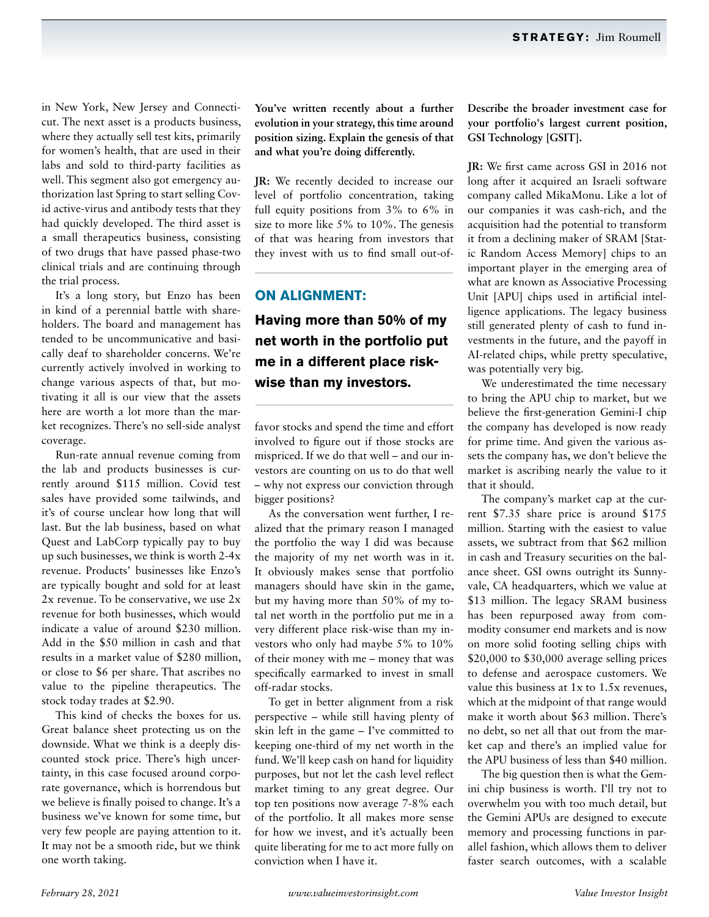in New York, New Jersey and Connecticut. The next asset is a products business, where they actually sell test kits, primarily for women's health, that are used in their labs and sold to third-party facilities as well. This segment also got emergency authorization last Spring to start selling Covid active-virus and antibody tests that they had quickly developed. The third asset is a small therapeutics business, consisting of two drugs that have passed phase-two clinical trials and are continuing through the trial process.

It's a long story, but Enzo has been in kind of a perennial battle with shareholders. The board and management has tended to be uncommunicative and basically deaf to shareholder concerns. We're currently actively involved in working to change various aspects of that, but motivating it all is our view that the assets here are worth a lot more than the market recognizes. There's no sell-side analyst coverage.

Run-rate annual revenue coming from the lab and products businesses is currently around $115 million. Covid test sales have provided some tailwinds, and it's of course unclear how long that will last. But the lab business, based on what Quest and LabCorp typically pay to buy up such businesses, we think is worth 2-4x revenue. Products' businesses like Enzo's are typically bought and sold for at least 2x revenue. To be conservative, we use 2x revenue for both businesses, which would indicate a value of around $230 million. Add in the $50 million in cash and that results in a market value of $280 million, or close to $6 per share. That ascribes no value to the pipeline therapeutics. The stock today trades at $2.90.

This kind of checks the boxes for us. Great balance sheet protecting us on the downside. What we think is a deeply discounted stock price. There's high uncertainty, in this case focused around corporate governance, which is horrendous but we believe is finally poised to change. It's a business we've known for some time, but very few people are paying attention to it. It may not be a smooth ride, but we think one worth taking.

**You've written recently about a further evolution in your strategy, this time around position sizing. Explain the genesis of that and what you're doing differently.**

**JR:** We recently decided to increase our level of portfolio concentration, taking full equity positions from 3% to 6% in size to more like 5% to 10%. The genesis of that was hearing from investors that they invest with us to find small out-of-favor stocks and spend the time and effort involved to figure out if those stocks are mispriced. If we do that well – and our investors are counting on us to do that well – why not express our conviction through bigger positions?

> **ON ALIGNMENT:**
>
> **Having more than 50% of my net worth in the portfolio put me in a different place risk-wise than my investors.**

As the conversation went further, I realized that the primary reason I managed the portfolio the way I did was because the majority of my net worth was in it. It obviously makes sense that portfolio managers should have skin in the game, but my having more than 50% of my total net worth in the portfolio put me in a very different place risk-wise than my investors who only had maybe 5% to 10% of their money with me – money that was specifically earmarked to invest in small off-radar stocks.

To get in better alignment from a risk perspective – while still having plenty of skin left in the game – I've committed to keeping one-third of my net worth in the fund. We'll keep cash on hand for liquidity purposes, but not let the cash level reflect market timing to any great degree. Our top ten positions now average 7-8% each of the portfolio. It all makes more sense for how we invest, and it's actually been quite liberating for me to act more fully on conviction when I have it.

**Describe the broader investment case for your portfolio's largest current position, GSI Technology [GSIT].**

**JR:** We first came across GSI in 2016 not long after it acquired an Israeli software company called MikaMonu. Like a lot of our companies it was cash-rich, and the acquisition had the potential to transform it from a declining maker of SRAM [Static Random Access Memory] chips to an important player in the emerging area of what are known as Associative Processing Unit [APU] chips used in artificial intelligence applications. The legacy business still generated plenty of cash to fund investments in the future, and the payoff in AI-related chips, while pretty speculative, was potentially very big.

We underestimated the time necessary to bring the APU chip to market, but we believe the first-generation Gemini-I chip the company has developed is now ready for prime time. And given the various assets the company has, we don't believe the market is ascribing nearly the value to it that it should.

The company's market cap at the current $7.35 share price is around $175 million. Starting with the easiest to value assets, we subtract from that $62 million in cash and Treasury securities on the balance sheet. GSI owns outright its Sunnyvale, CA headquarters, which we value at $13 million. The legacy SRAM business has been repurposed away from commodity consumer end markets and is now on more solid footing selling chips with $20,000 to $30,000 average selling prices to defense and aerospace customers. We value this business at 1x to 1.5x revenues, which at the midpoint of that range would make it worth about $63 million. There's no debt, so net all that out from the market cap and there's an implied value for the APU business of less than $40 million.

The big question then is what the Gemini chip business is worth. I'll try not to overwhelm you with too much detail, but the Gemini APUs are designed to execute memory and processing functions in parallel fashion, which allows them to deliver faster search outcomes, with a scalable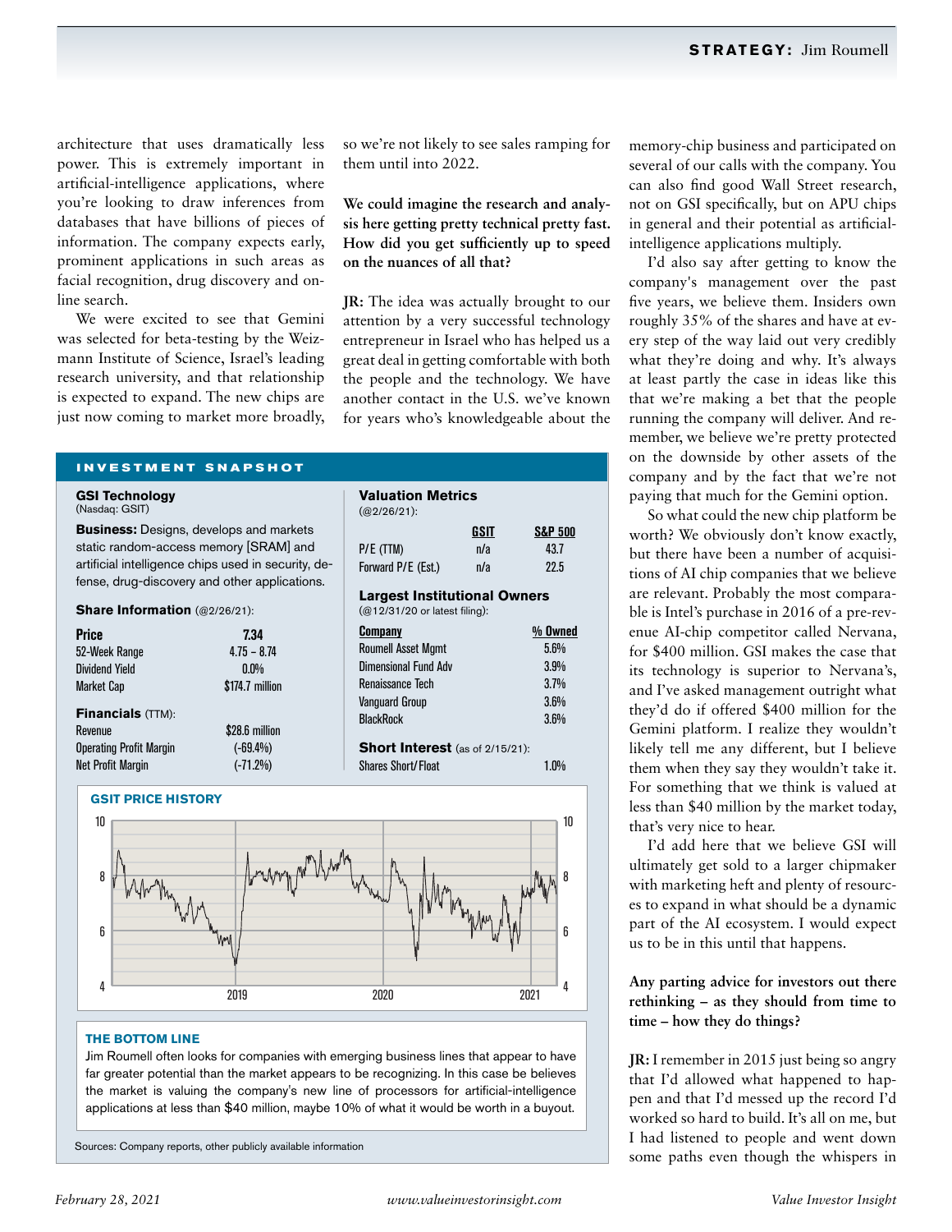architecture that uses dramatically less power. This is extremely important in artificial-intelligence applications, where you're looking to draw inferences from databases that have billions of pieces of information. The company expects early, prominent applications in such areas as facial recognition, drug discovery and online search.

We were excited to see that Gemini was selected for beta-testing by the Weizmann Institute of Science, Israel's leading research university, and that relationship is expected to expand. The new chips are just now coming to market more broadly, so we're not likely to see sales ramping for them until into 2022.

**We could imagine the research and analysis here getting pretty technical pretty fast. How did you get sufficiently up to speed on the nuances of all that?**

**JR:** The idea was actually brought to our attention by a very successful technology entrepreneur in Israel who has helped us a great deal in getting comfortable with both the people and the technology. We have another contact in the U.S. we've known for years who's knowledgeable about the memory-chip business and participated on several of our calls with the company. You can also find good Wall Street research, not on GSI specifically, but on APU chips in general and their potential as artificial-intelligence applications multiply.

I'd also say after getting to know the company's management over the past five years, we believe them. Insiders own roughly 35% of the shares and have at every step of the way laid out very credibly what they're doing and why. It's always at least partly the case in ideas like this that we're making a bet that the people running the company will deliver. And remember, we believe we're pretty protected on the downside by other assets of the company and by the fact that we're not paying that much for the Gemini option.

So what could the new chip platform be worth? We obviously don't know exactly, but there have been a number of acquisitions of AI chip companies that we believe are relevant. Probably the most comparable is Intel's purchase in 2016 of a pre-revenue AI-chip competitor called Nervana, for $400 million. GSI makes the case that its technology is superior to Nervana's, and I've asked management outright what they'd do if offered $400 million for the Gemini platform. I realize they wouldn't likely tell me any different, but I believe them when they say they wouldn't take it. For something that we think is valued at less than $40 million by the market today, that's very nice to hear.

I'd add here that we believe GSI will ultimately get sold to a larger chipmaker with marketing heft and plenty of resources to expand in what should be a dynamic part of the AI ecosystem. I would expect us to be in this until that happens.

**Any parting advice for investors out there rethinking – as they should from time to time – how they do things?**

**JR:** I remember in 2015 just being so angry that I'd allowed what happened to happen and that I'd messed up the record I'd worked so hard to build. It's all on me, but I had listened to people and went down some paths even though the whispers in

## INVESTMENT SNAPSHOT

**GSI Technology**
(Nasdaq: GSIT)

**Business:** Designs, develops and markets static random-access memory [SRAM] and artificial intelligence chips used in security, defense, drug-discovery and other applications.

**Share Information** (@2/26/21):

| | |
|---|---|
| **Price** | **7.34** |
| 52-Week Range | 4.75 – 8.74 |
| Dividend Yield | 0.0% |
| Market Cap | $174.7 million |

**Financials** (TTM):

| | |
|---|---|
| Revenue | $28.6 million |
| Operating Profit Margin | (-69.4%) |
| Net Profit Margin | (-71.2%) |

**Valuation Metrics**
(@2/26/21):

| | GSIT | S&P 500 |
|---|---|---|
| P/E (TTM) | n/a | 43.7 |
| Forward P/E (Est.) | n/a | 22.5 |

**Largest Institutional Owners**
(@12/31/20 or latest filing):

| Company | % Owned |
|---|---|
| Roumell Asset Mgmt | 5.6% |
| Dimensional Fund Adv | 3.9% |
| Renaissance Tech | 3.7% |
| Vanguard Group | 3.6% |
| BlackRock | 3.6% |

**Short Interest** (as of 2/15/21):

| | |
|---|---|
| Shares Short/Float | 1.0% |

**GSIT PRICE HISTORY**

**THE BOTTOM LINE**

Jim Roumell often looks for companies with emerging business lines that appear to have far greater potential than the market appears to be recognizing. In this case be believes the market is valuing the company's new line of processors for artificial-intelligence applications at less than $40 million, maybe 10% of what it would be worth in a buyout.

Sources: Company reports, other publicly available information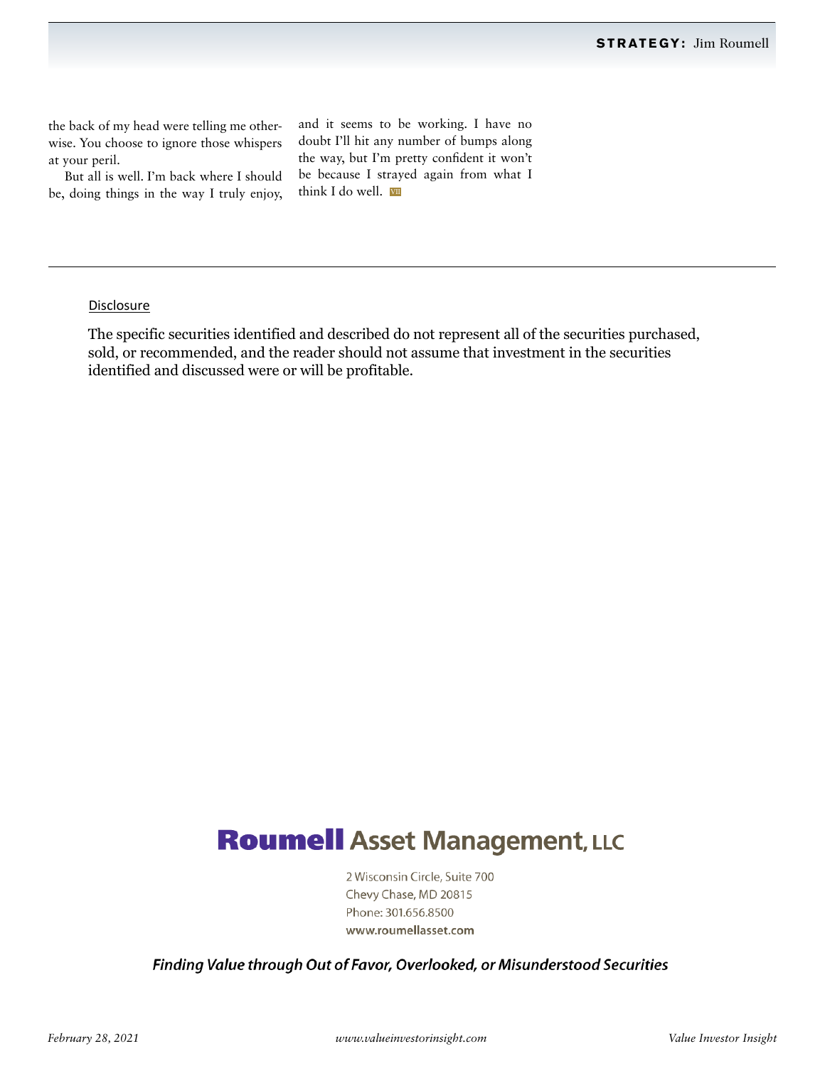the back of my head were telling me otherwise. You choose to ignore those whispers at your peril.

But all is well. I'm back where I should be, doing things in the way I truly enjoy, and it seems to be working. I have no doubt I'll hit any number of bumps along the way, but I'm pretty confident it won't be because I strayed again from what I think I do well.

Disclosure

The specific securities identified and described do not represent all of the securities purchased, sold, or recommended, and the reader should not assume that investment in the securities identified and discussed were or will be profitable.

**Roumell Asset Management, LLC**

2 Wisconsin Circle, Suite 700
Chevy Chase, MD 20815
Phone: 301.656.8500
**www.roumellasset.com**

***Finding Value through Out of Favor, Overlooked, or Misunderstood Securities***